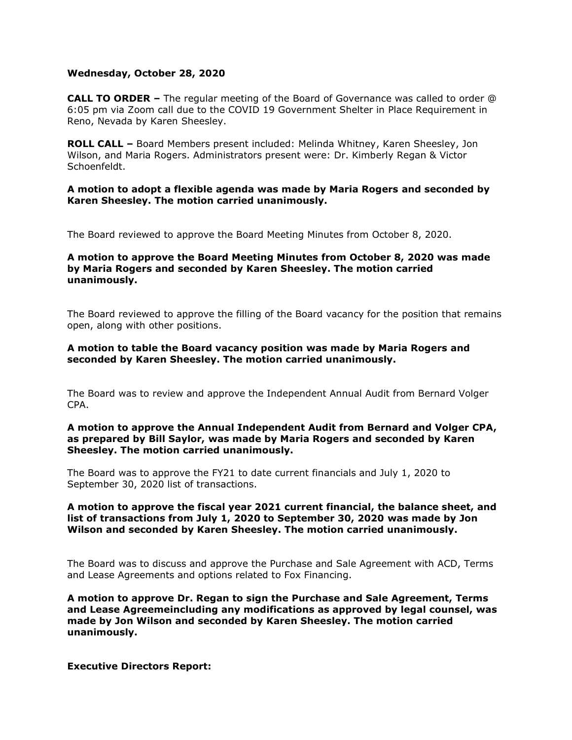**Wednesday, October 28, 2020**

**CALL TO ORDER –** The regular meeting of the Board of Governance was called to order @ 6:05 pm via Zoom call due to the COVID 19 Government Shelter in Place Requirement in Reno, Nevada by Karen Sheesley.

**ROLL CALL –** Board Members present included: Melinda Whitney, Karen Sheesley, Jon Wilson, and Maria Rogers. Administrators present were: Dr. Kimberly Regan & Victor Schoenfeldt.

**A motion to adopt a flexible agenda was made by Maria Rogers and seconded by Karen Sheesley. The motion carried unanimously.**

The Board reviewed to approve the Board Meeting Minutes from October 8, 2020.

**A motion to approve the Board Meeting Minutes from October 8, 2020 was made by Maria Rogers and seconded by Karen Sheesley. The motion carried unanimously.**

The Board reviewed to approve the filling of the Board vacancy for the position that remains open, along with other positions.

**A motion to table the Board vacancy position was made by Maria Rogers and seconded by Karen Sheesley. The motion carried unanimously.**

The Board was to review and approve the Independent Annual Audit from Bernard Volger CPA.

**A motion to approve the Annual Independent Audit from Bernard and Volger CPA, as prepared by Bill Saylor, was made by Maria Rogers and seconded by Karen Sheesley. The motion carried unanimously.**

The Board was to approve the FY21 to date current financials and July 1, 2020 to September 30, 2020 list of transactions.

**A motion to approve the fiscal year 2021 current financial, the balance sheet, and list of transactions from July 1, 2020 to September 30, 2020 was made by Jon Wilson and seconded by Karen Sheesley. The motion carried unanimously.**

The Board was to discuss and approve the Purchase and Sale Agreement with ACD, Terms and Lease Agreements and options related to Fox Financing.

**A motion to approve Dr. Regan to sign the Purchase and Sale Agreement, Terms and Lease Agreemeincluding any modifications as approved by legal counsel, was made by Jon Wilson and seconded by Karen Sheesley. The motion carried unanimously.**

**Executive Directors Report:**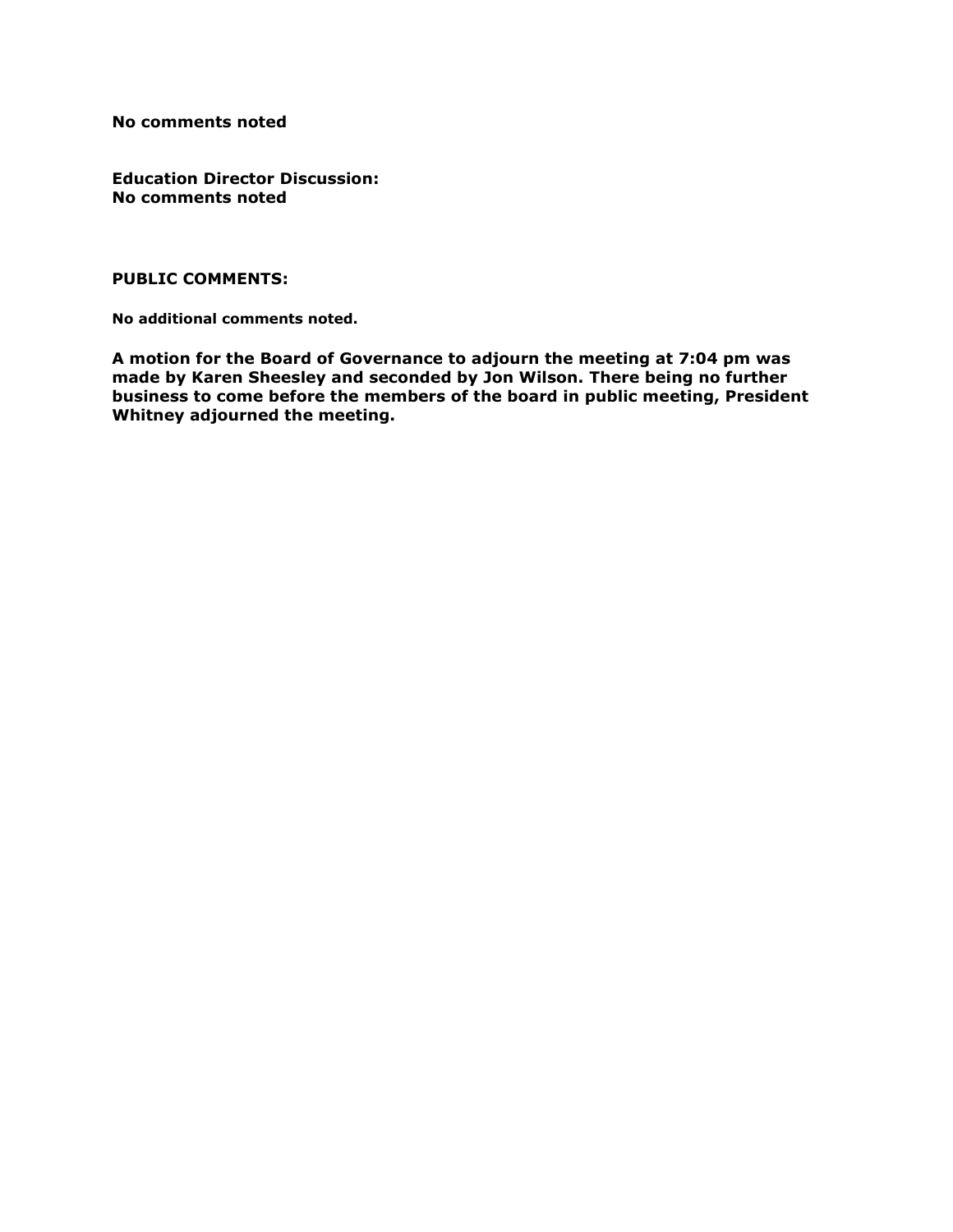**No comments noted**

**Education Director Discussion:**
**No comments noted**

**PUBLIC COMMENTS:**

**No additional comments noted.**

**A motion for the Board of Governance to adjourn the meeting at 7:04 pm was made by Karen Sheesley and seconded by Jon Wilson. There being no further business to come before the members of the board in public meeting, President Whitney adjourned the meeting.**